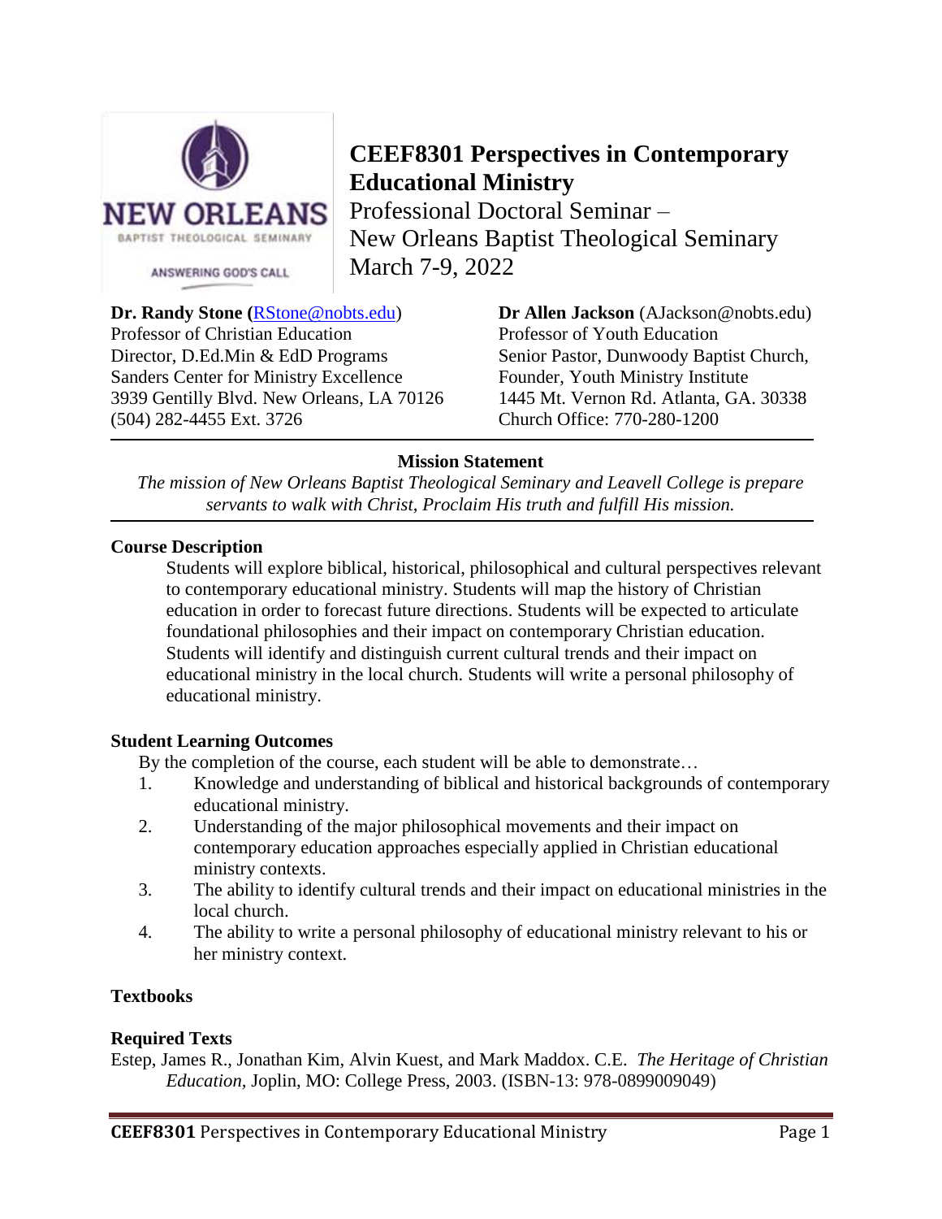# CEEF8301 Perspectives in Contemporary Educational Ministry

Professional Doctoral Seminar –
New Orleans Baptist Theological Seminary
March 7-9, 2022

**Dr. Randy Stone (**RStone@nobts.edu)
Professor of Christian Education
Director, D.Ed.Min & EdD Programs
Sanders Center for Ministry Excellence
3939 Gentilly Blvd. New Orleans, LA 70126
(504) 282-4455 Ext. 3726

**Dr Allen Jackson** (AJackson@nobts.edu)
Professor of Youth Education
Senior Pastor, Dunwoody Baptist Church,
Founder, Youth Ministry Institute
1445 Mt. Vernon Rd. Atlanta, GA. 30338
Church Office: 770-280-1200

---

**Mission Statement**

*The mission of New Orleans Baptist Theological Seminary and Leavell College is prepare servants to walk with Christ, Proclaim His truth and fulfill His mission.*

---

**Course Description**

Students will explore biblical, historical, philosophical and cultural perspectives relevant to contemporary educational ministry. Students will map the history of Christian education in order to forecast future directions. Students will be expected to articulate foundational philosophies and their impact on contemporary Christian education. Students will identify and distinguish current cultural trends and their impact on educational ministry in the local church. Students will write a personal philosophy of educational ministry.

**Student Learning Outcomes**

By the completion of the course, each student will be able to demonstrate…

1. Knowledge and understanding of biblical and historical backgrounds of contemporary educational ministry.
2. Understanding of the major philosophical movements and their impact on contemporary education approaches especially applied in Christian educational ministry contexts.
3. The ability to identify cultural trends and their impact on educational ministries in the local church.
4. The ability to write a personal philosophy of educational ministry relevant to his or her ministry context.

**Textbooks**

**Required Texts**

Estep, James R., Jonathan Kim, Alvin Kuest, and Mark Maddox. C.E. *The Heritage of Christian Education,* Joplin, MO: College Press, 2003. (ISBN-13: 978-0899009049)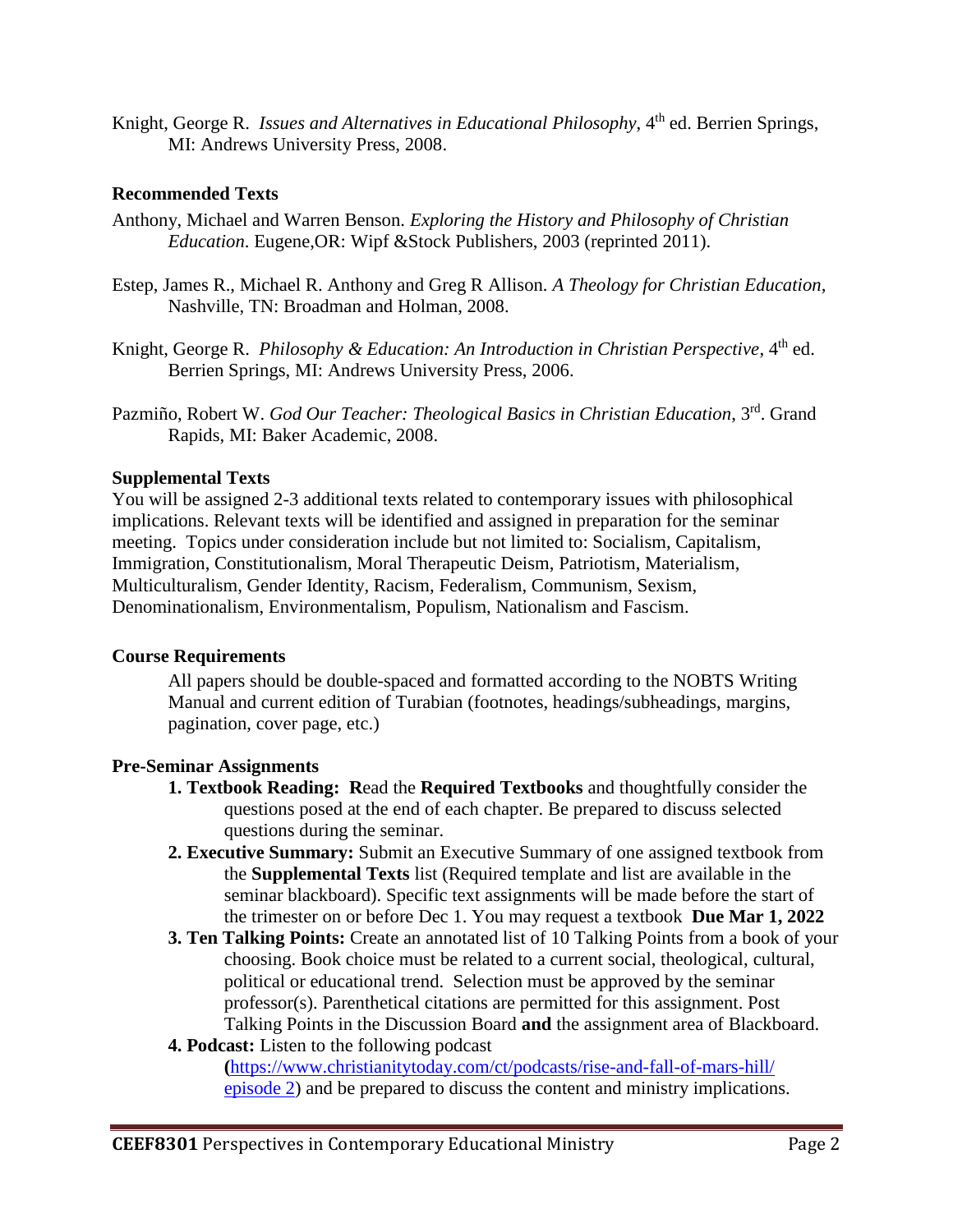Knight, George R. *Issues and Alternatives in Educational Philosophy*, 4th ed. Berrien Springs, MI: Andrews University Press, 2008.

**Recommended Texts**

Anthony, Michael and Warren Benson. *Exploring the History and Philosophy of Christian Education*. Eugene,OR: Wipf &Stock Publishers, 2003 (reprinted 2011).

Estep, James R., Michael R. Anthony and Greg R Allison. *A Theology for Christian Education*, Nashville, TN: Broadman and Holman, 2008.

Knight, George R. *Philosophy & Education: An Introduction in Christian Perspective*, 4th ed. Berrien Springs, MI: Andrews University Press, 2006.

Pazmiño, Robert W. *God Our Teacher: Theological Basics in Christian Education*, 3rd. Grand Rapids, MI: Baker Academic, 2008.

**Supplemental Texts**

You will be assigned 2-3 additional texts related to contemporary issues with philosophical implications. Relevant texts will be identified and assigned in preparation for the seminar meeting. Topics under consideration include but not limited to: Socialism, Capitalism, Immigration, Constitutionalism, Moral Therapeutic Deism, Patriotism, Materialism, Multiculturalism, Gender Identity, Racism, Federalism, Communism, Sexism, Denominationalism, Environmentalism, Populism, Nationalism and Fascism.

**Course Requirements**

All papers should be double-spaced and formatted according to the NOBTS Writing Manual and current edition of Turabian (footnotes, headings/subheadings, margins, pagination, cover page, etc.)

**Pre-Seminar Assignments**

1. **Textbook Reading: R**ead the **Required Textbooks** and thoughtfully consider the questions posed at the end of each chapter. Be prepared to discuss selected questions during the seminar.
2. **Executive Summary:** Submit an Executive Summary of one assigned textbook from the **Supplemental Texts** list (Required template and list are available in the seminar blackboard). Specific text assignments will be made before the start of the trimester on or before Dec 1. You may request a textbook **Due Mar 1, 2022**
3. **Ten Talking Points:** Create an annotated list of 10 Talking Points from a book of your choosing. Book choice must be related to a current social, theological, cultural, political or educational trend. Selection must be approved by the seminar professor(s). Parenthetical citations are permitted for this assignment. Post Talking Points in the Discussion Board **and** the assignment area of Blackboard.
4. **Podcast:** Listen to the following podcast **(**https://www.christianitytoday.com/ct/podcasts/rise-and-fall-of-mars-hill/ episode 2) and be prepared to discuss the content and ministry implications.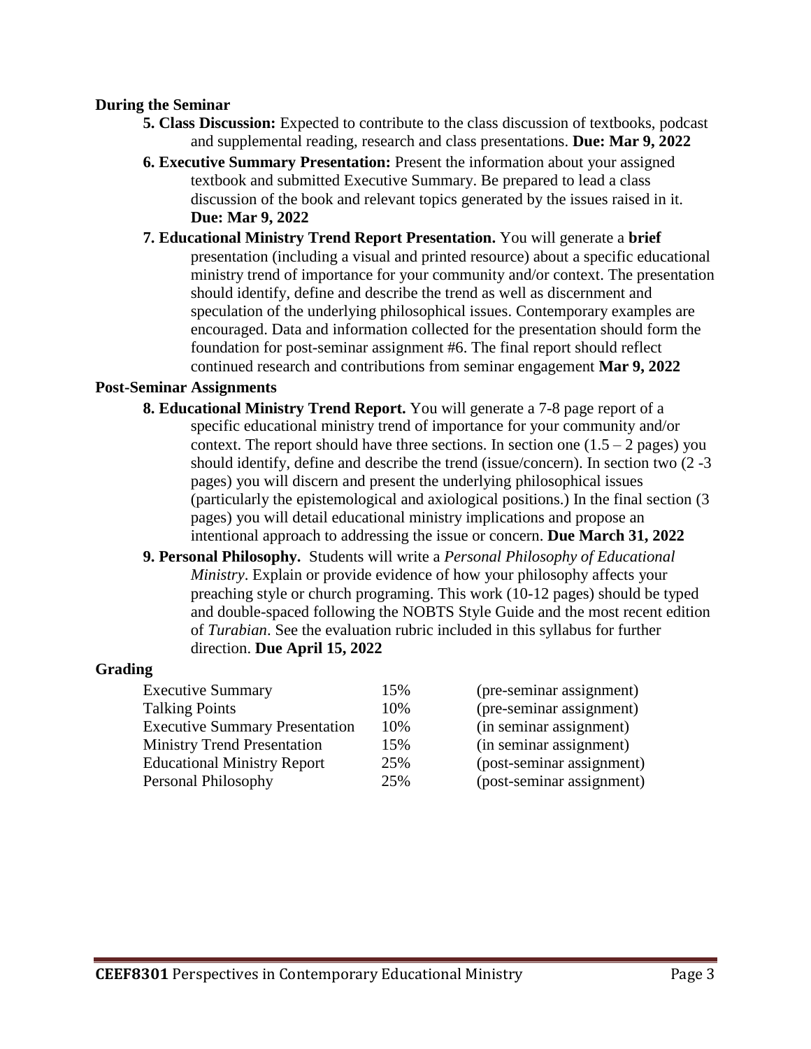**During the Seminar**

5. **Class Discussion:** Expected to contribute to the class discussion of textbooks, podcast and supplemental reading, research and class presentations. **Due: Mar 9, 2022**
6. **Executive Summary Presentation:** Present the information about your assigned textbook and submitted Executive Summary. Be prepared to lead a class discussion of the book and relevant topics generated by the issues raised in it. **Due: Mar 9, 2022**
7. **Educational Ministry Trend Report Presentation.** You will generate a **brief** presentation (including a visual and printed resource) about a specific educational ministry trend of importance for your community and/or context. The presentation should identify, define and describe the trend as well as discernment and speculation of the underlying philosophical issues. Contemporary examples are encouraged. Data and information collected for the presentation should form the foundation for post-seminar assignment #6. The final report should reflect continued research and contributions from seminar engagement **Mar 9, 2022**

**Post-Seminar Assignments**

8. **Educational Ministry Trend Report.** You will generate a 7-8 page report of a specific educational ministry trend of importance for your community and/or context. The report should have three sections. In section one (1.5 – 2 pages) you should identify, define and describe the trend (issue/concern). In section two (2 -3 pages) you will discern and present the underlying philosophical issues (particularly the epistemological and axiological positions.) In the final section (3 pages) you will detail educational ministry implications and propose an intentional approach to addressing the issue or concern. **Due March 31, 2022**
9. **Personal Philosophy.** Students will write a *Personal Philosophy of Educational Ministry*. Explain or provide evidence of how your philosophy affects your preaching style or church programing. This work (10-12 pages) should be typed and double-spaced following the NOBTS Style Guide and the most recent edition of *Turabian*. See the evaluation rubric included in this syllabus for further direction. **Due April 15, 2022**

**Grading**

| | | |
|---|---|---|
| Executive Summary | 15% | (pre-seminar assignment) |
| Talking Points | 10% | (pre-seminar assignment) |
| Executive Summary Presentation | 10% | (in seminar assignment) |
| Ministry Trend Presentation | 15% | (in seminar assignment) |
| Educational Ministry Report | 25% | (post-seminar assignment) |
| Personal Philosophy | 25% | (post-seminar assignment) |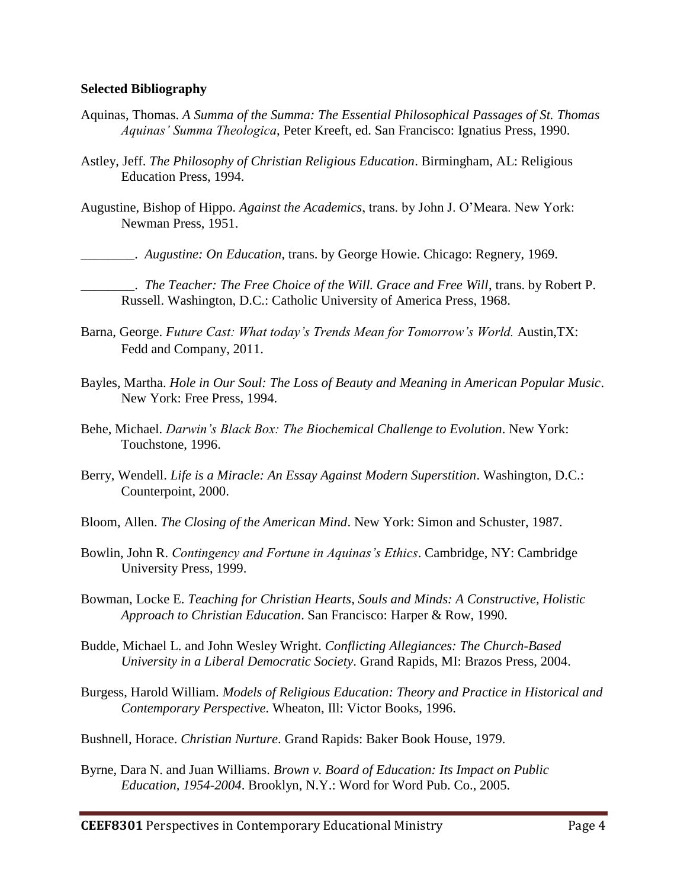**Selected Bibliography**

Aquinas, Thomas. *A Summa of the Summa: The Essential Philosophical Passages of St. Thomas Aquinas' Summa Theologica*, Peter Kreeft, ed. San Francisco: Ignatius Press, 1990.

Astley, Jeff. *The Philosophy of Christian Religious Education*. Birmingham, AL: Religious Education Press, 1994.

Augustine, Bishop of Hippo. *Against the Academics*, trans. by John J. O'Meara. New York: Newman Press, 1951.

________. *Augustine: On Education*, trans. by George Howie. Chicago: Regnery, 1969.

________. *The Teacher: The Free Choice of the Will. Grace and Free Will*, trans. by Robert P. Russell. Washington, D.C.: Catholic University of America Press, 1968.

Barna, George. *Future Cast: What today's Trends Mean for Tomorrow's World.* Austin,TX: Fedd and Company, 2011.

Bayles, Martha. *Hole in Our Soul: The Loss of Beauty and Meaning in American Popular Music*. New York: Free Press, 1994.

Behe, Michael. *Darwin's Black Box: The Biochemical Challenge to Evolution*. New York: Touchstone, 1996.

Berry, Wendell. *Life is a Miracle: An Essay Against Modern Superstition*. Washington, D.C.: Counterpoint, 2000.

Bloom, Allen. *The Closing of the American Mind*. New York: Simon and Schuster, 1987.

Bowlin, John R. *Contingency and Fortune in Aquinas's Ethics*. Cambridge, NY: Cambridge University Press, 1999.

Bowman, Locke E. *Teaching for Christian Hearts, Souls and Minds: A Constructive, Holistic Approach to Christian Education*. San Francisco: Harper & Row, 1990.

Budde, Michael L. and John Wesley Wright. *Conflicting Allegiances: The Church-Based University in a Liberal Democratic Society*. Grand Rapids, MI: Brazos Press, 2004.

Burgess, Harold William. *Models of Religious Education: Theory and Practice in Historical and Contemporary Perspective*. Wheaton, Ill: Victor Books, 1996.

Bushnell, Horace. *Christian Nurture*. Grand Rapids: Baker Book House, 1979.

Byrne, Dara N. and Juan Williams. *Brown v. Board of Education: Its Impact on Public Education, 1954-2004*. Brooklyn, N.Y.: Word for Word Pub. Co., 2005.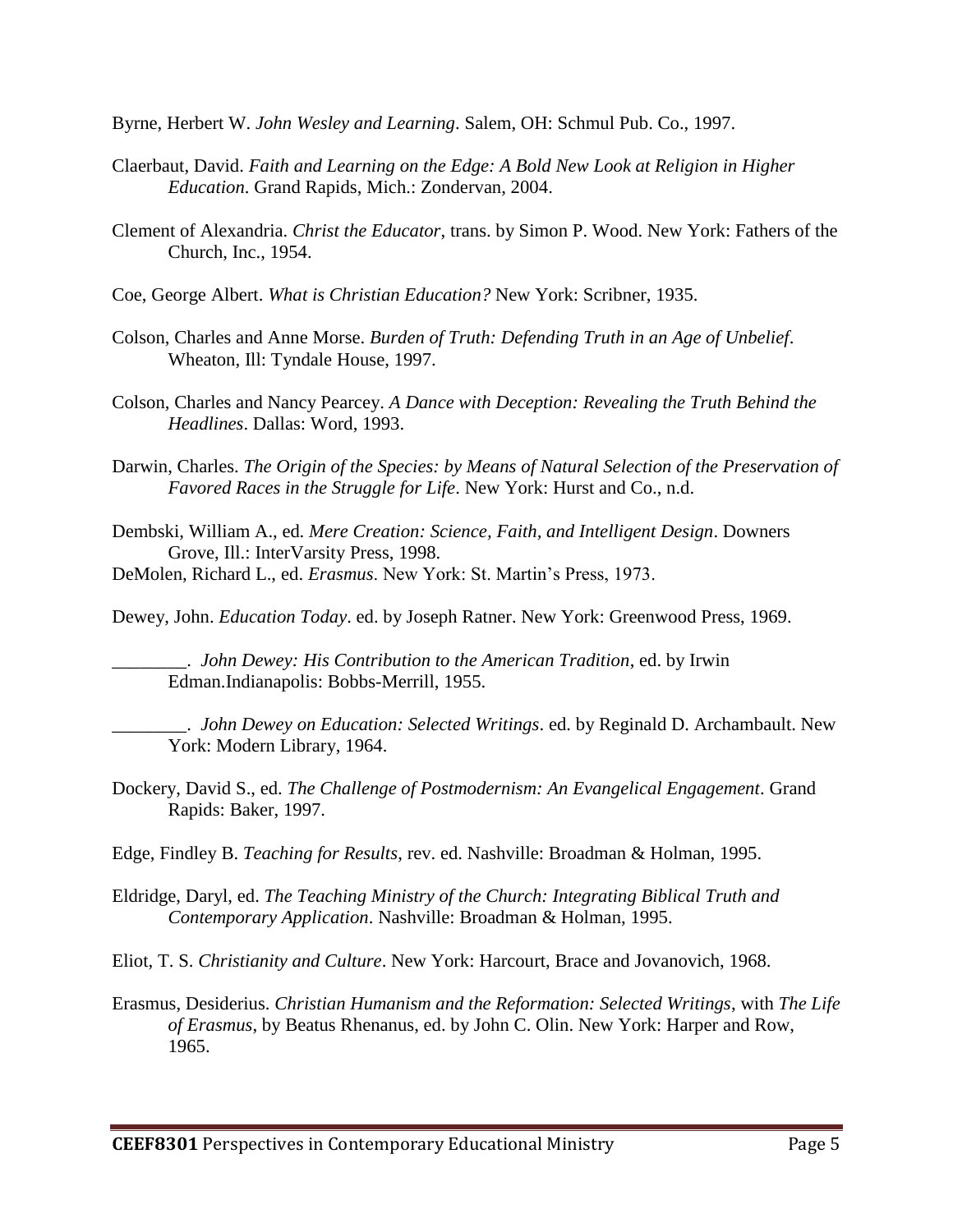Byrne, Herbert W. *John Wesley and Learning*. Salem, OH: Schmul Pub. Co., 1997.

Claerbaut, David. *Faith and Learning on the Edge: A Bold New Look at Religion in Higher Education*. Grand Rapids, Mich.: Zondervan, 2004.

Clement of Alexandria. *Christ the Educator*, trans. by Simon P. Wood. New York: Fathers of the Church, Inc., 1954.

Coe, George Albert. *What is Christian Education?* New York: Scribner, 1935.

Colson, Charles and Anne Morse. *Burden of Truth: Defending Truth in an Age of Unbelief*. Wheaton, Ill: Tyndale House, 1997.

Colson, Charles and Nancy Pearcey. *A Dance with Deception: Revealing the Truth Behind the Headlines*. Dallas: Word, 1993.

Darwin, Charles. *The Origin of the Species: by Means of Natural Selection of the Preservation of Favored Races in the Struggle for Life*. New York: Hurst and Co., n.d.

Dembski, William A., ed. *Mere Creation: Science, Faith, and Intelligent Design*. Downers Grove, Ill.: InterVarsity Press, 1998.

DeMolen, Richard L., ed. *Erasmus*. New York: St. Martin's Press, 1973.

Dewey, John. *Education Today*. ed. by Joseph Ratner. New York: Greenwood Press, 1969.

________. *John Dewey: His Contribution to the American Tradition*, ed. by Irwin Edman.Indianapolis: Bobbs-Merrill, 1955.

________. *John Dewey on Education: Selected Writings*. ed. by Reginald D. Archambault. New York: Modern Library, 1964.

Dockery, David S., ed. *The Challenge of Postmodernism: An Evangelical Engagement*. Grand Rapids: Baker, 1997.

Edge, Findley B. *Teaching for Results*, rev. ed. Nashville: Broadman & Holman, 1995.

Eldridge, Daryl, ed. *The Teaching Ministry of the Church: Integrating Biblical Truth and Contemporary Application*. Nashville: Broadman & Holman, 1995.

Eliot, T. S. *Christianity and Culture*. New York: Harcourt, Brace and Jovanovich, 1968.

Erasmus, Desiderius. *Christian Humanism and the Reformation: Selected Writings*, with *The Life of Erasmus*, by Beatus Rhenanus, ed. by John C. Olin. New York: Harper and Row, 1965.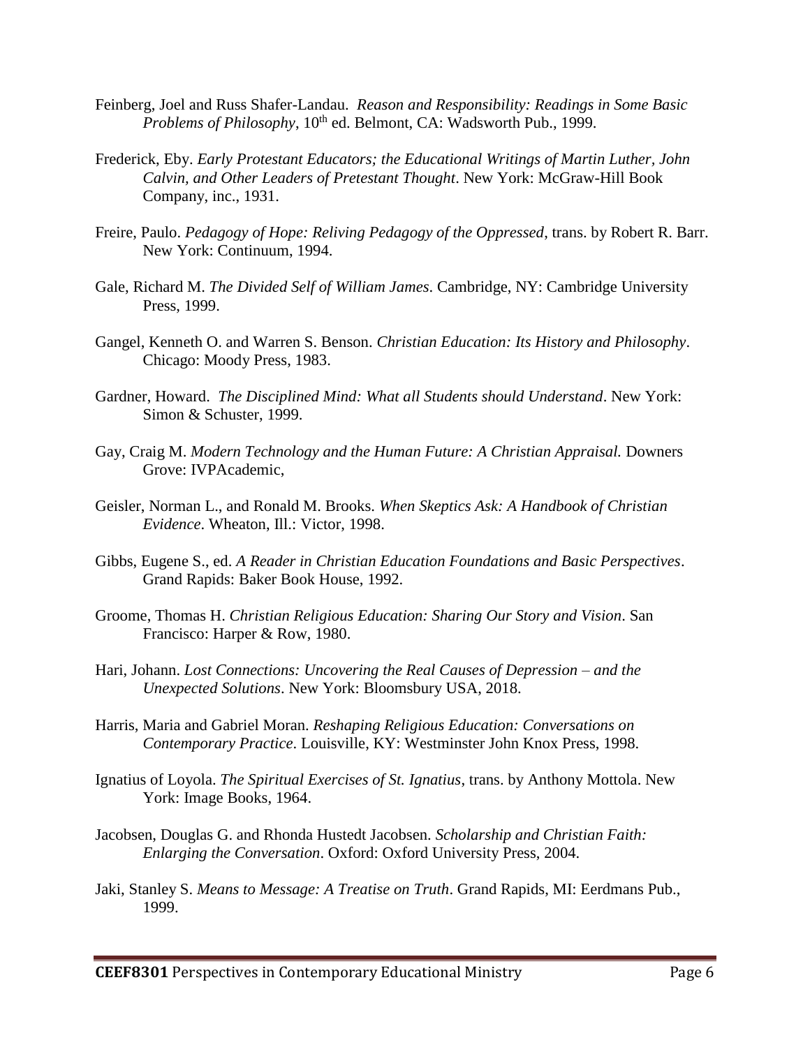Feinberg, Joel and Russ Shafer-Landau. *Reason and Responsibility: Readings in Some Basic Problems of Philosophy*, 10th ed. Belmont, CA: Wadsworth Pub., 1999.

Frederick, Eby. *Early Protestant Educators; the Educational Writings of Martin Luther, John Calvin, and Other Leaders of Pretestant Thought*. New York: McGraw-Hill Book Company, inc., 1931.

Freire, Paulo. *Pedagogy of Hope: Reliving Pedagogy of the Oppressed*, trans. by Robert R. Barr. New York: Continuum, 1994.

Gale, Richard M. *The Divided Self of William James*. Cambridge, NY: Cambridge University Press, 1999.

Gangel, Kenneth O. and Warren S. Benson. *Christian Education: Its History and Philosophy*. Chicago: Moody Press, 1983.

Gardner, Howard. *The Disciplined Mind: What all Students should Understand*. New York: Simon & Schuster, 1999.

Gay, Craig M. *Modern Technology and the Human Future: A Christian Appraisal.* Downers Grove: IVPAcademic,

Geisler, Norman L., and Ronald M. Brooks. *When Skeptics Ask: A Handbook of Christian Evidence*. Wheaton, Ill.: Victor, 1998.

Gibbs, Eugene S., ed. *A Reader in Christian Education Foundations and Basic Perspectives*. Grand Rapids: Baker Book House, 1992.

Groome, Thomas H. *Christian Religious Education: Sharing Our Story and Vision*. San Francisco: Harper & Row, 1980.

Hari, Johann. *Lost Connections: Uncovering the Real Causes of Depression – and the Unexpected Solutions*. New York: Bloomsbury USA, 2018.

Harris, Maria and Gabriel Moran. *Reshaping Religious Education: Conversations on Contemporary Practice*. Louisville, KY: Westminster John Knox Press, 1998.

Ignatius of Loyola. *The Spiritual Exercises of St. Ignatius*, trans. by Anthony Mottola. New York: Image Books, 1964.

Jacobsen, Douglas G. and Rhonda Hustedt Jacobsen. *Scholarship and Christian Faith: Enlarging the Conversation*. Oxford: Oxford University Press, 2004.

Jaki, Stanley S. *Means to Message: A Treatise on Truth*. Grand Rapids, MI: Eerdmans Pub., 1999.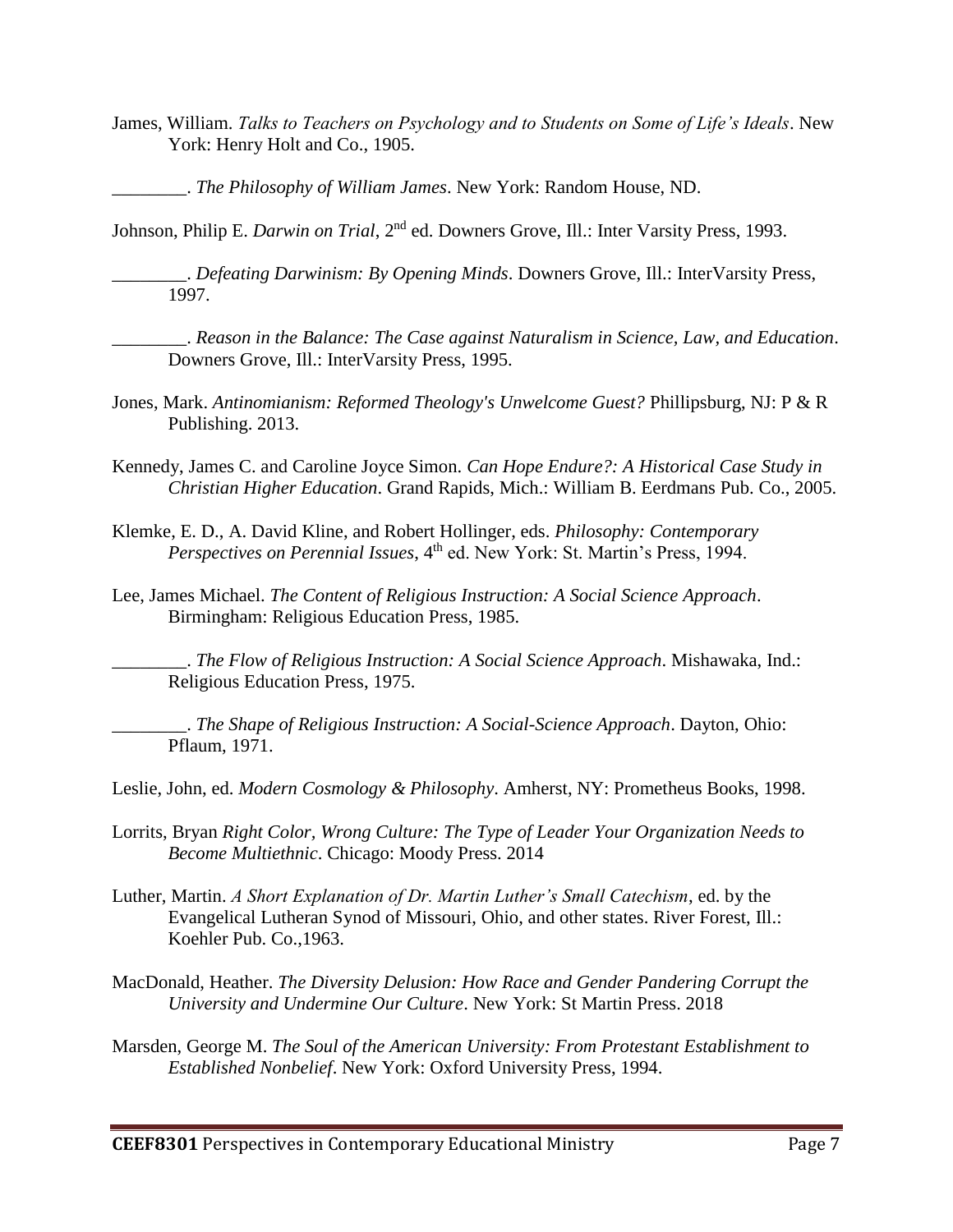James, William. *Talks to Teachers on Psychology and to Students on Some of Life's Ideals*. New York: Henry Holt and Co., 1905.

________. *The Philosophy of William James*. New York: Random House, ND.

Johnson, Philip E. *Darwin on Trial*, 2nd ed. Downers Grove, Ill.: Inter Varsity Press, 1993.

________. *Defeating Darwinism: By Opening Minds*. Downers Grove, Ill.: InterVarsity Press, 1997.

________. *Reason in the Balance: The Case against Naturalism in Science, Law, and Education*. Downers Grove, Ill.: InterVarsity Press, 1995.

Jones, Mark. *Antinomianism: Reformed Theology's Unwelcome Guest?* Phillipsburg, NJ: P & R Publishing. 2013.

Kennedy, James C. and Caroline Joyce Simon. *Can Hope Endure?: A Historical Case Study in Christian Higher Education*. Grand Rapids, Mich.: William B. Eerdmans Pub. Co., 2005.

Klemke, E. D., A. David Kline, and Robert Hollinger, eds. *Philosophy: Contemporary Perspectives on Perennial Issues*, 4th ed. New York: St. Martin's Press, 1994.

Lee, James Michael. *The Content of Religious Instruction: A Social Science Approach*. Birmingham: Religious Education Press, 1985.

________. *The Flow of Religious Instruction: A Social Science Approach*. Mishawaka, Ind.: Religious Education Press, 1975.

________. *The Shape of Religious Instruction: A Social-Science Approach*. Dayton, Ohio: Pflaum, 1971.

Leslie, John, ed. *Modern Cosmology & Philosophy*. Amherst, NY: Prometheus Books, 1998.

Lorrits, Bryan *Right Color, Wrong Culture: The Type of Leader Your Organization Needs to Become Multiethnic*. Chicago: Moody Press. 2014

Luther, Martin. *A Short Explanation of Dr. Martin Luther's Small Catechism*, ed. by the Evangelical Lutheran Synod of Missouri, Ohio, and other states. River Forest, Ill.: Koehler Pub. Co.,1963.

MacDonald, Heather. *The Diversity Delusion: How Race and Gender Pandering Corrupt the University and Undermine Our Culture*. New York: St Martin Press. 2018

Marsden, George M. *The Soul of the American University: From Protestant Establishment to Established Nonbelief*. New York: Oxford University Press, 1994.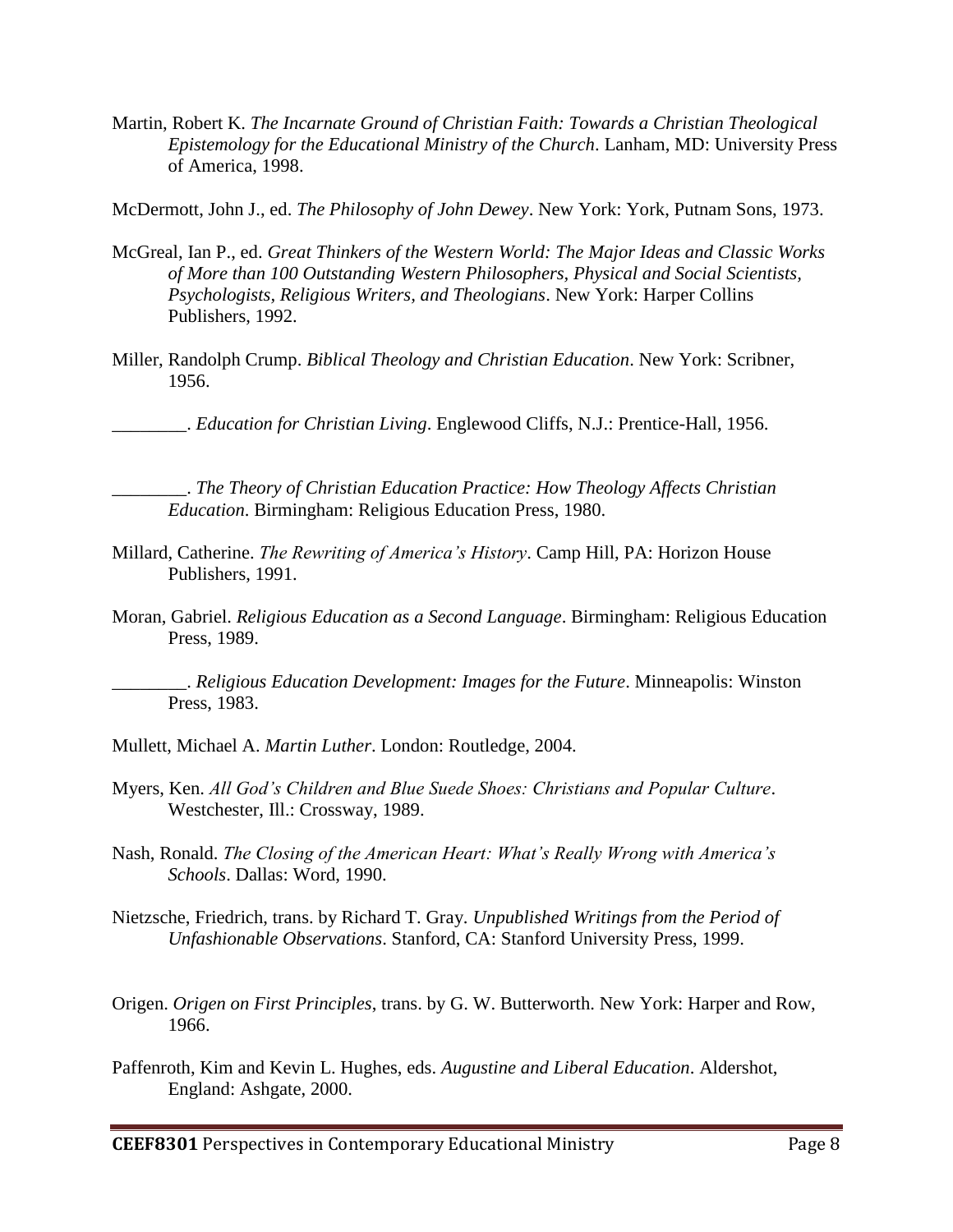Martin, Robert K. *The Incarnate Ground of Christian Faith: Towards a Christian Theological Epistemology for the Educational Ministry of the Church*. Lanham, MD: University Press of America, 1998.

McDermott, John J., ed. *The Philosophy of John Dewey*. New York: York, Putnam Sons, 1973.

McGreal, Ian P., ed. *Great Thinkers of the Western World: The Major Ideas and Classic Works of More than 100 Outstanding Western Philosophers, Physical and Social Scientists, Psychologists, Religious Writers, and Theologians*. New York: Harper Collins Publishers, 1992.

Miller, Randolph Crump. *Biblical Theology and Christian Education*. New York: Scribner, 1956.

________. *Education for Christian Living*. Englewood Cliffs, N.J.: Prentice-Hall, 1956.

________. *The Theory of Christian Education Practice: How Theology Affects Christian Education*. Birmingham: Religious Education Press, 1980.

Millard, Catherine. *The Rewriting of America's History*. Camp Hill, PA: Horizon House Publishers, 1991.

Moran, Gabriel. *Religious Education as a Second Language*. Birmingham: Religious Education Press, 1989.

________. *Religious Education Development: Images for the Future*. Minneapolis: Winston Press, 1983.

Mullett, Michael A. *Martin Luther*. London: Routledge, 2004.

Myers, Ken. *All God's Children and Blue Suede Shoes: Christians and Popular Culture*. Westchester, Ill.: Crossway, 1989.

Nash, Ronald. *The Closing of the American Heart: What's Really Wrong with America's Schools*. Dallas: Word, 1990.

Nietzsche, Friedrich, trans. by Richard T. Gray. *Unpublished Writings from the Period of Unfashionable Observations*. Stanford, CA: Stanford University Press, 1999.

Origen. *Origen on First Principles*, trans. by G. W. Butterworth. New York: Harper and Row, 1966.

Paffenroth, Kim and Kevin L. Hughes, eds. *Augustine and Liberal Education*. Aldershot, England: Ashgate, 2000.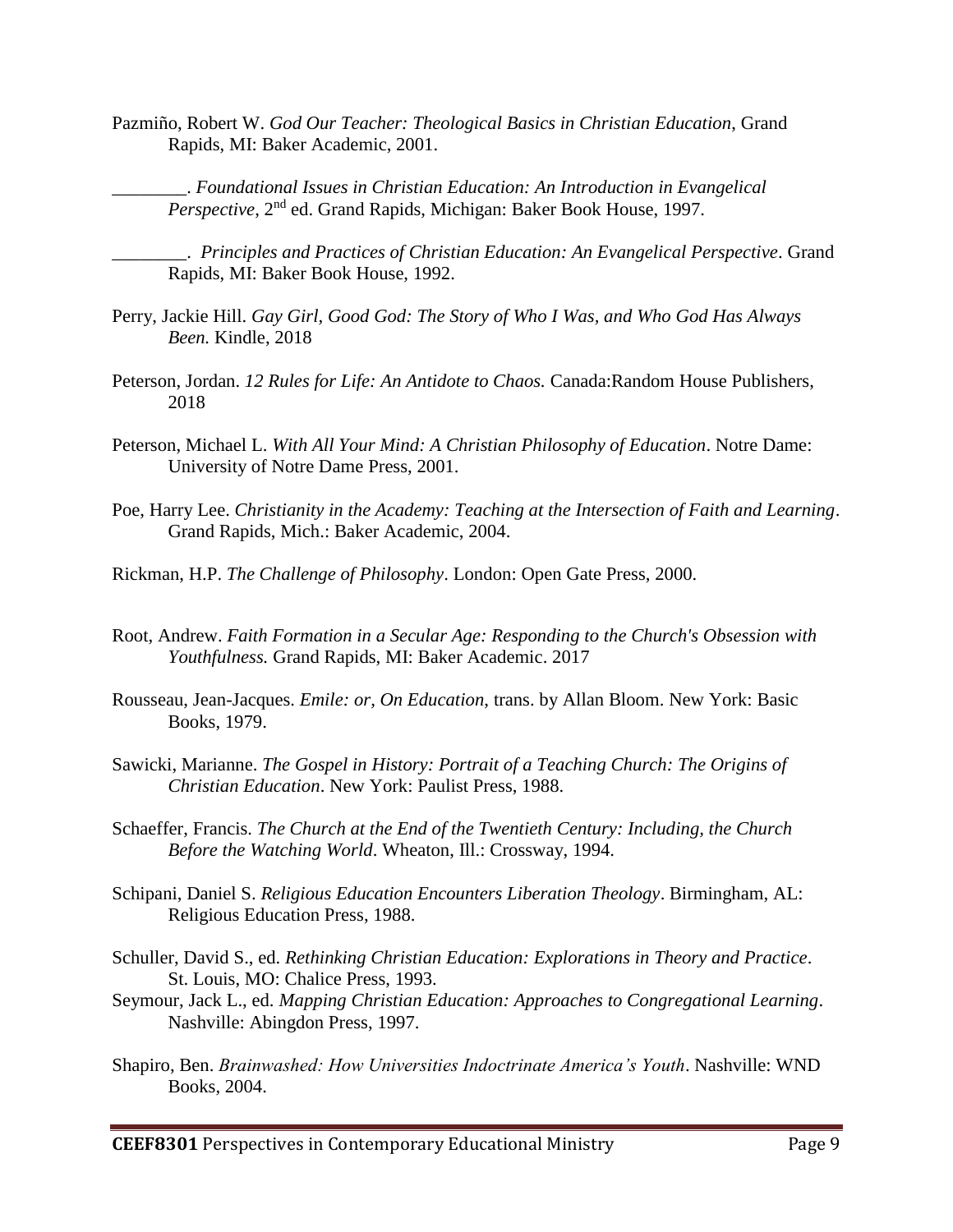Pazmiño, Robert W. *God Our Teacher: Theological Basics in Christian Education*, Grand Rapids, MI: Baker Academic, 2001.

________. *Foundational Issues in Christian Education: An Introduction in Evangelical Perspective*, 2nd ed. Grand Rapids, Michigan: Baker Book House, 1997.

________. *Principles and Practices of Christian Education: An Evangelical Perspective*. Grand Rapids, MI: Baker Book House, 1992.

Perry, Jackie Hill. *Gay Girl, Good God: The Story of Who I Was, and Who God Has Always Been.* Kindle, 2018

Peterson, Jordan. *12 Rules for Life: An Antidote to Chaos.* Canada:Random House Publishers, 2018

Peterson, Michael L. *With All Your Mind: A Christian Philosophy of Education*. Notre Dame: University of Notre Dame Press, 2001.

Poe, Harry Lee. *Christianity in the Academy: Teaching at the Intersection of Faith and Learning*. Grand Rapids, Mich.: Baker Academic, 2004.

Rickman, H.P. *The Challenge of Philosophy*. London: Open Gate Press, 2000.

Root, Andrew. *Faith Formation in a Secular Age: Responding to the Church's Obsession with Youthfulness.* Grand Rapids, MI: Baker Academic. 2017

Rousseau, Jean-Jacques. *Emile: or, On Education*, trans. by Allan Bloom. New York: Basic Books, 1979.

Sawicki, Marianne. *The Gospel in History: Portrait of a Teaching Church: The Origins of Christian Education*. New York: Paulist Press, 1988.

Schaeffer, Francis. *The Church at the End of the Twentieth Century: Including, the Church Before the Watching World*. Wheaton, Ill.: Crossway, 1994.

Schipani, Daniel S. *Religious Education Encounters Liberation Theology*. Birmingham, AL: Religious Education Press, 1988.

Schuller, David S., ed. *Rethinking Christian Education: Explorations in Theory and Practice*. St. Louis, MO: Chalice Press, 1993.

Seymour, Jack L., ed. *Mapping Christian Education: Approaches to Congregational Learning*. Nashville: Abingdon Press, 1997.

Shapiro, Ben. *Brainwashed: How Universities Indoctrinate America's Youth*. Nashville: WND Books, 2004.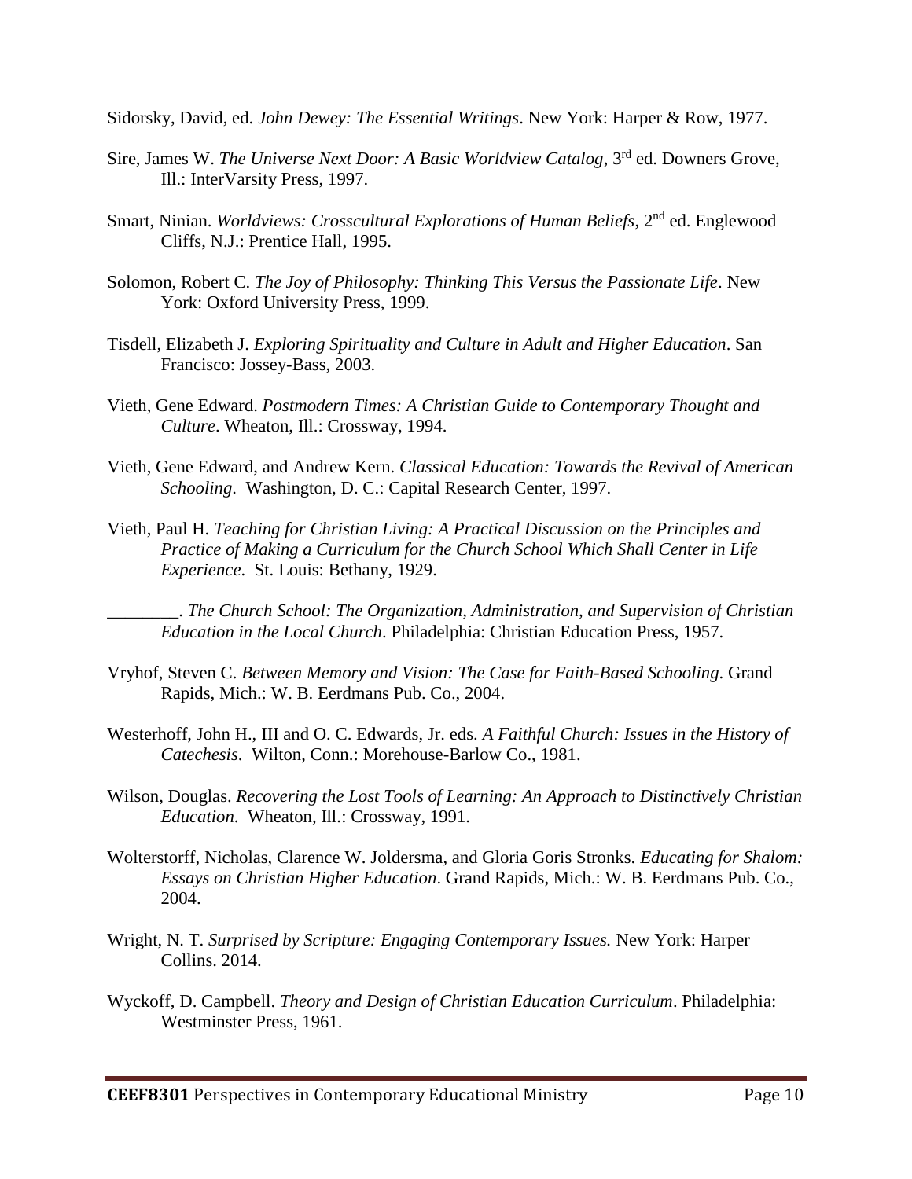Sidorsky, David, ed. *John Dewey: The Essential Writings*. New York: Harper & Row, 1977.

Sire, James W. *The Universe Next Door: A Basic Worldview Catalog*, 3rd ed. Downers Grove, Ill.: InterVarsity Press, 1997.

Smart, Ninian. *Worldviews: Crosscultural Explorations of Human Beliefs*, 2nd ed. Englewood Cliffs, N.J.: Prentice Hall, 1995.

Solomon, Robert C. *The Joy of Philosophy: Thinking This Versus the Passionate Life*. New York: Oxford University Press, 1999.

Tisdell, Elizabeth J. *Exploring Spirituality and Culture in Adult and Higher Education*. San Francisco: Jossey-Bass, 2003.

Vieth, Gene Edward. *Postmodern Times: A Christian Guide to Contemporary Thought and Culture*. Wheaton, Ill.: Crossway, 1994.

Vieth, Gene Edward, and Andrew Kern. *Classical Education: Towards the Revival of American Schooling*. Washington, D. C.: Capital Research Center, 1997.

Vieth, Paul H. *Teaching for Christian Living: A Practical Discussion on the Principles and Practice of Making a Curriculum for the Church School Which Shall Center in Life Experience*. St. Louis: Bethany, 1929.

________. *The Church School: The Organization, Administration, and Supervision of Christian Education in the Local Church*. Philadelphia: Christian Education Press, 1957.

Vryhof, Steven C. *Between Memory and Vision: The Case for Faith-Based Schooling*. Grand Rapids, Mich.: W. B. Eerdmans Pub. Co., 2004.

Westerhoff, John H., III and O. C. Edwards, Jr. eds. *A Faithful Church: Issues in the History of Catechesis*. Wilton, Conn.: Morehouse-Barlow Co., 1981.

Wilson, Douglas. *Recovering the Lost Tools of Learning: An Approach to Distinctively Christian Education*. Wheaton, Ill.: Crossway, 1991.

Wolterstorff, Nicholas, Clarence W. Joldersma, and Gloria Goris Stronks. *Educating for Shalom: Essays on Christian Higher Education*. Grand Rapids, Mich.: W. B. Eerdmans Pub. Co., 2004.

Wright, N. T. *Surprised by Scripture: Engaging Contemporary Issues.* New York: Harper Collins. 2014.

Wyckoff, D. Campbell. *Theory and Design of Christian Education Curriculum*. Philadelphia: Westminster Press, 1961.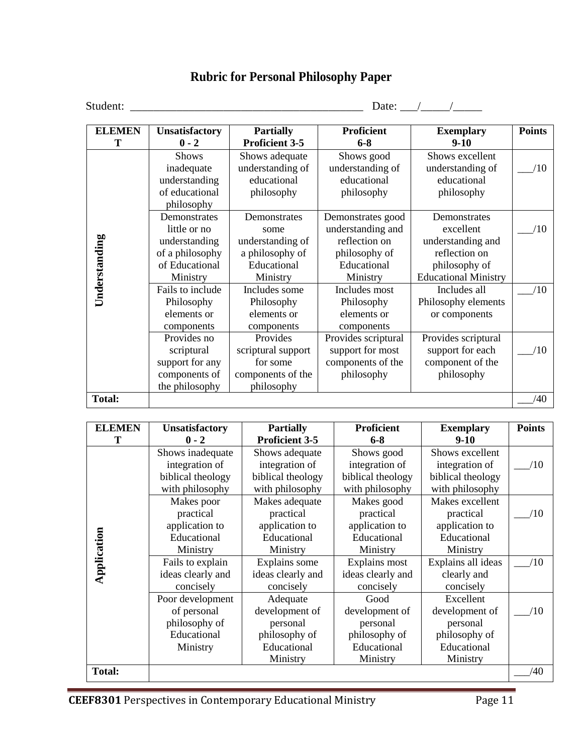# Rubric for Personal Philosophy Paper

Student: ________________________________________ Date: ___/_____/_____

| ELEMENT | Unsatisfactory 0 - 2 | Partially Proficient 3-5 | Proficient 6-8 | Exemplary 9-10 | Points |
|---|---|---|---|---|---|
| **Understanding** | Shows inadequate understanding of educational philosophy | Shows adequate understanding of educational philosophy | Shows good understanding of educational philosophy | Shows excellent understanding of educational philosophy | ___/10 |
| | Demonstrates little or no understanding of a philosophy of Educational Ministry | Demonstrates some understanding of a philosophy of Educational Ministry | Demonstrates good understanding and reflection on philosophy of Educational Ministry | Demonstrates excellent understanding and reflection on philosophy of Educational Ministry | ___/10 |
| | Fails to include Philosophy elements or components | Includes some Philosophy elements or components | Includes most Philosophy elements or components | Includes all Philosophy elements or components | ___/10 |
| | Provides no scriptural support for any components of the philosophy | Provides scriptural support for some components of the philosophy | Provides scriptural support for most components of the philosophy | Provides scriptural support for each component of the philosophy | ___/10 |
| **Total:** | | | | | ___/40 |

| ELEMENT | Unsatisfactory 0 - 2 | Partially Proficient 3-5 | Proficient 6-8 | Exemplary 9-10 | Points |
|---|---|---|---|---|---|
| **Application** | Shows inadequate integration of biblical theology with philosophy | Shows adequate integration of biblical theology with philosophy | Shows good integration of biblical theology with philosophy | Shows excellent integration of biblical theology with philosophy | ___/10 |
| | Makes poor practical application to Educational Ministry | Makes adequate practical application to Educational Ministry | Makes good practical application to Educational Ministry | Makes excellent practical application to Educational Ministry | ___/10 |
| | Fails to explain ideas clearly and concisely | Explains some ideas clearly and concisely | Explains most ideas clearly and concisely | Explains all ideas clearly and concisely | ___/10 |
| | Poor development of personal philosophy of Educational Ministry | Adequate development of personal philosophy of Educational Ministry | Good development of personal philosophy of Educational Ministry | Excellent development of personal philosophy of Educational Ministry | ___/10 |
| **Total:** | | | | | ___/40 |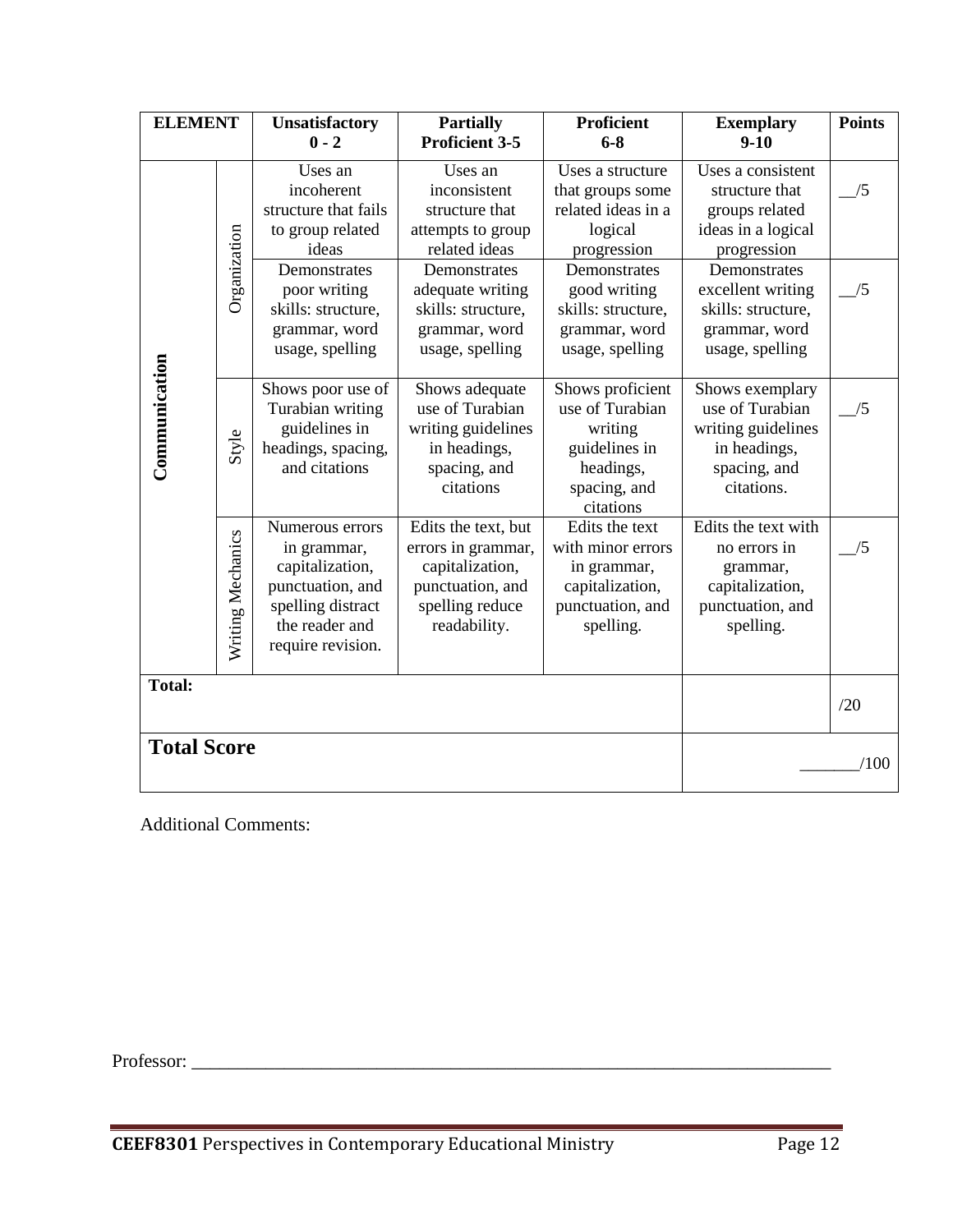| ELEMENT | | Unsatisfactory 0 - 2 | Partially Proficient 3-5 | Proficient 6-8 | Exemplary 9-10 | Points |
|---|---|---|---|---|---|---|
| Communication | Organization | Uses an incoherent structure that fails to group related ideas | Uses an inconsistent structure that attempts to group related ideas | Uses a structure that groups some related ideas in a logical progression | Uses a consistent structure that groups related ideas in a logical progression | __/5 |
| | | Demonstrates poor writing skills: structure, grammar, word usage, spelling | Demonstrates adequate writing skills: structure, grammar, word usage, spelling | Demonstrates good writing skills: structure, grammar, word usage, spelling | Demonstrates excellent writing skills: structure, grammar, word usage, spelling | __/5 |
| | Style | Shows poor use of Turabian writing guidelines in headings, spacing, and citations | Shows adequate use of Turabian writing guidelines in headings, spacing, and citations | Shows proficient use of Turabian writing guidelines in headings, spacing, and citations | Shows exemplary use of Turabian writing guidelines in headings, spacing, and citations. | __/5 |
| | Writing Mechanics | Numerous errors in grammar, capitalization, punctuation, and spelling distract the reader and require revision. | Edits the text, but errors in grammar, capitalization, punctuation, and spelling reduce readability. | Edits the text with minor errors in grammar, capitalization, punctuation, and spelling. | Edits the text with no errors in grammar, capitalization, punctuation, and spelling. | __/5 |
| **Total:** | | | | | | /20 |
| **Total Score** | | | | | | _______/100 |

Additional Comments:

Professor: ___________________________________________________________________________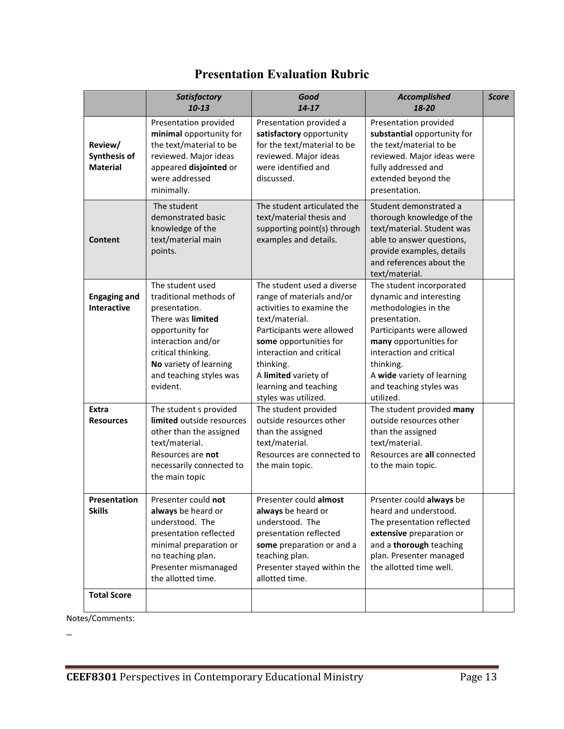# Presentation Evaluation Rubric

| | *Satisfactory 10-13* | *Good 14-17* | *Accomplished 18-20* | *Score* |
|---|---|---|---|---|
| **Review/ Synthesis of Material** | Presentation provided **minimal** opportunity for the text/material to be reviewed. Major ideas appeared **disjointed** or were addressed minimally. | Presentation provided a **satisfactory** opportunity for the text/material to be reviewed. Major ideas were identified and discussed. | Presentation provided **substantial** opportunity for the text/material to be reviewed. Major ideas were fully addressed and extended beyond the presentation. | |
| **Content** | The student demonstrated basic knowledge of the text/material main points. | The student articulated the text/material thesis and supporting point(s) through examples and details. | Student demonstrated a thorough knowledge of the text/material. Student was able to answer questions, provide examples, details and references about the text/material. | |
| **Engaging and Interactive** | The student used traditional methods of presentation. There was **limited** opportunity for interaction and/or critical thinking. **No** variety of learning and teaching styles was evident. | The student used a diverse range of materials and/or activities to examine the text/material. Participants were allowed **some** opportunities for interaction and critical thinking. A **limited** variety of learning and teaching styles was utilized. | The student incorporated dynamic and interesting methodologies in the presentation. Participants were allowed **many** opportunities for interaction and critical thinking. A **wide** variety of learning and teaching styles was utilized. | |
| **Extra Resources** | The student s provided **limited** outside resources other than the assigned text/material. Resources are **not** necessarily connected to the main topic | The student provided outside resources other than the assigned text/material. Resources are connected to the main topic. | The student provided **many** outside resources other than the assigned text/material. Resources are **all** connected to the main topic. | |
| **Presentation Skills** | Presenter could **not always** be heard or understood. The presentation reflected minimal preparation or no teaching plan. Presenter mismanaged the allotted time. | Presenter could **almost always** be heard or understood. The presentation reflected **some** preparation or and a teaching plan. Presenter stayed within the allotted time. | Prsenter could **always** be heard and understood. The presentation reflected **extensive** preparation or and a **thorough** teaching plan. Presenter managed the allotted time well. | |
| **Total Score** | | | | |

Notes/Comments:

_